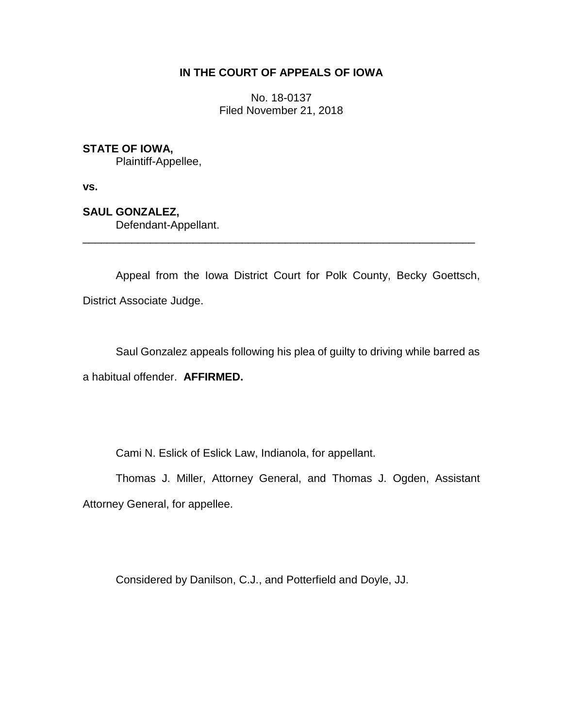**IN THE COURT OF APPEALS OF IOWA**

No. 18-0137
Filed November 21, 2018

**STATE OF IOWA,**
Plaintiff-Appellee,

**vs.**

**SAUL GONZALEZ,**
Defendant-Appellant.

---

Appeal from the Iowa District Court for Polk County, Becky Goettsch, District Associate Judge.

Saul Gonzalez appeals following his plea of guilty to driving while barred as a habitual offender. **AFFIRMED.**

Cami N. Eslick of Eslick Law, Indianola, for appellant.

Thomas J. Miller, Attorney General, and Thomas J. Ogden, Assistant Attorney General, for appellee.

Considered by Danilson, C.J., and Potterfield and Doyle, JJ.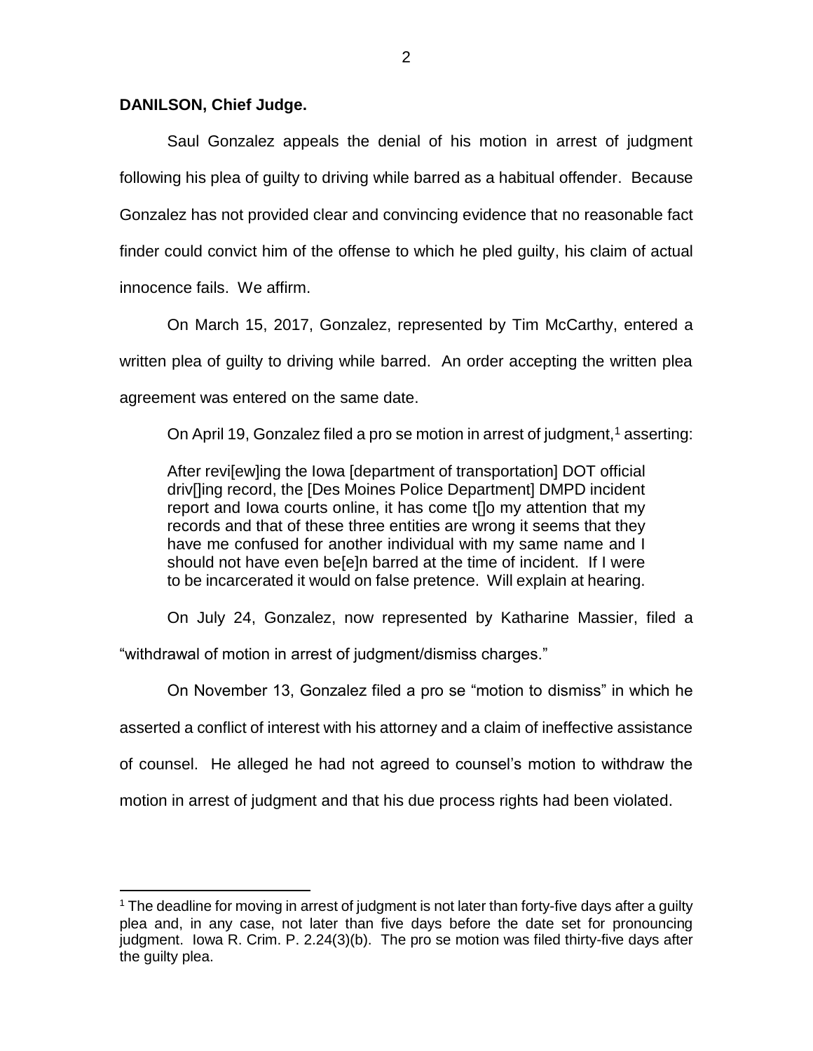**DANILSON, Chief Judge.**

Saul Gonzalez appeals the denial of his motion in arrest of judgment following his plea of guilty to driving while barred as a habitual offender. Because Gonzalez has not provided clear and convincing evidence that no reasonable fact finder could convict him of the offense to which he pled guilty, his claim of actual innocence fails. We affirm.

On March 15, 2017, Gonzalez, represented by Tim McCarthy, entered a written plea of guilty to driving while barred. An order accepting the written plea agreement was entered on the same date.

On April 19, Gonzalez filed a pro se motion in arrest of judgment,[1] asserting:

> After revi[ew]ing the Iowa [department of transportation] DOT official driv[]ing record, the [Des Moines Police Department] DMPD incident report and Iowa courts online, it has come t[]o my attention that my records and that of these three entities are wrong it seems that they have me confused for another individual with my same name and I should not have even be[e]n barred at the time of incident. If I were to be incarcerated it would on false pretence. Will explain at hearing.

On July 24, Gonzalez, now represented by Katharine Massier, filed a "withdrawal of motion in arrest of judgment/dismiss charges."

On November 13, Gonzalez filed a pro se "motion to dismiss" in which he asserted a conflict of interest with his attorney and a claim of ineffective assistance of counsel. He alleged he had not agreed to counsel's motion to withdraw the motion in arrest of judgment and that his due process rights had been violated.

[1] The deadline for moving in arrest of judgment is not later than forty-five days after a guilty plea and, in any case, not later than five days before the date set for pronouncing judgment. Iowa R. Crim. P. 2.24(3)(b). The pro se motion was filed thirty-five days after the guilty plea.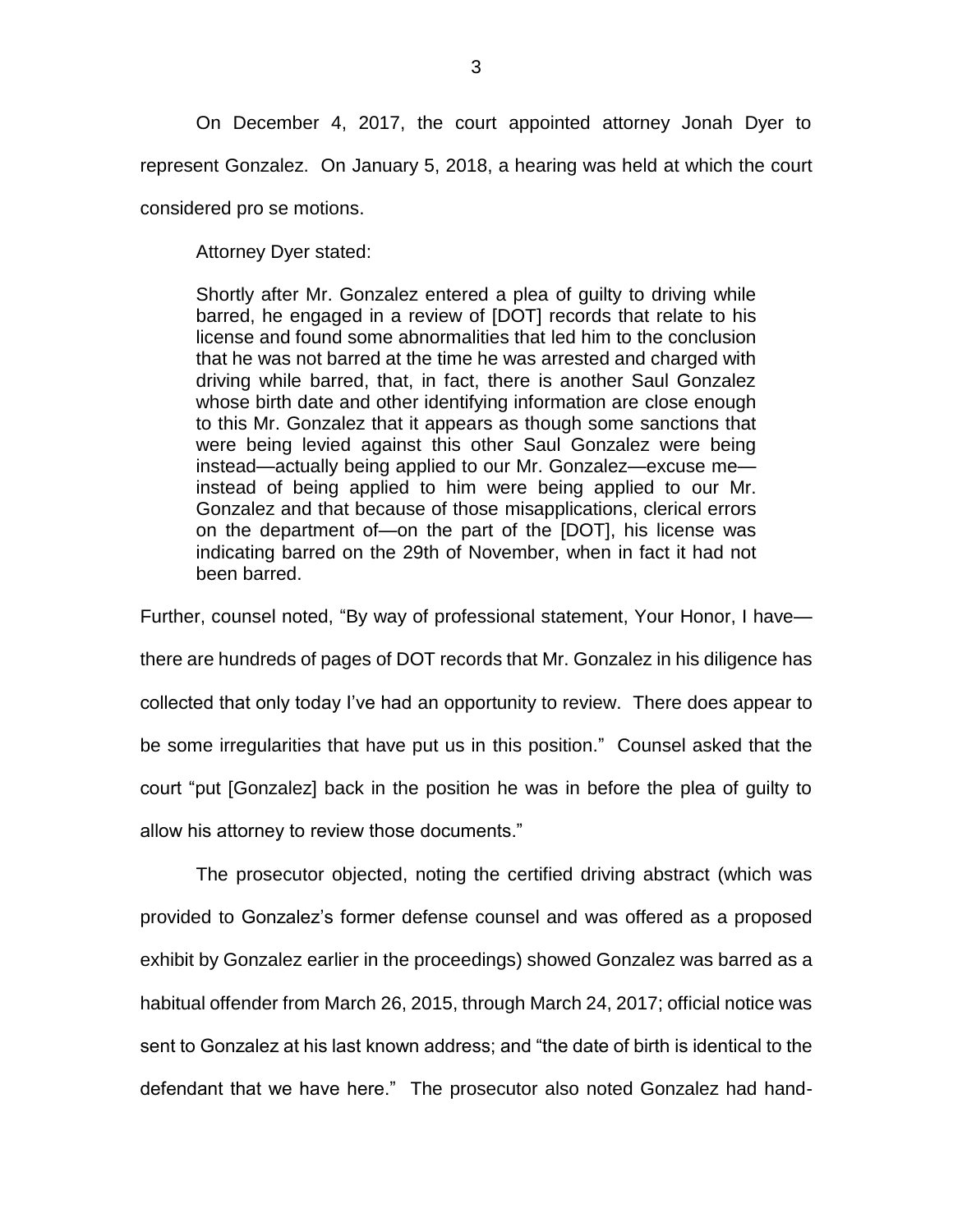On December 4, 2017, the court appointed attorney Jonah Dyer to represent Gonzalez. On January 5, 2018, a hearing was held at which the court considered pro se motions.

Attorney Dyer stated:

> Shortly after Mr. Gonzalez entered a plea of guilty to driving while barred, he engaged in a review of [DOT] records that relate to his license and found some abnormalities that led him to the conclusion that he was not barred at the time he was arrested and charged with driving while barred, that, in fact, there is another Saul Gonzalez whose birth date and other identifying information are close enough to this Mr. Gonzalez that it appears as though some sanctions that were being levied against this other Saul Gonzalez were being instead—actually being applied to our Mr. Gonzalez—excuse me—instead of being applied to him were being applied to our Mr. Gonzalez and that because of those misapplications, clerical errors on the department of—on the part of the [DOT], his license was indicating barred on the 29th of November, when in fact it had not been barred.

Further, counsel noted, "By way of professional statement, Your Honor, I have—there are hundreds of pages of DOT records that Mr. Gonzalez in his diligence has collected that only today I've had an opportunity to review. There does appear to be some irregularities that have put us in this position." Counsel asked that the court "put [Gonzalez] back in the position he was in before the plea of guilty to allow his attorney to review those documents."

The prosecutor objected, noting the certified driving abstract (which was provided to Gonzalez's former defense counsel and was offered as a proposed exhibit by Gonzalez earlier in the proceedings) showed Gonzalez was barred as a habitual offender from March 26, 2015, through March 24, 2017; official notice was sent to Gonzalez at his last known address; and "the date of birth is identical to the defendant that we have here." The prosecutor also noted Gonzalez had hand-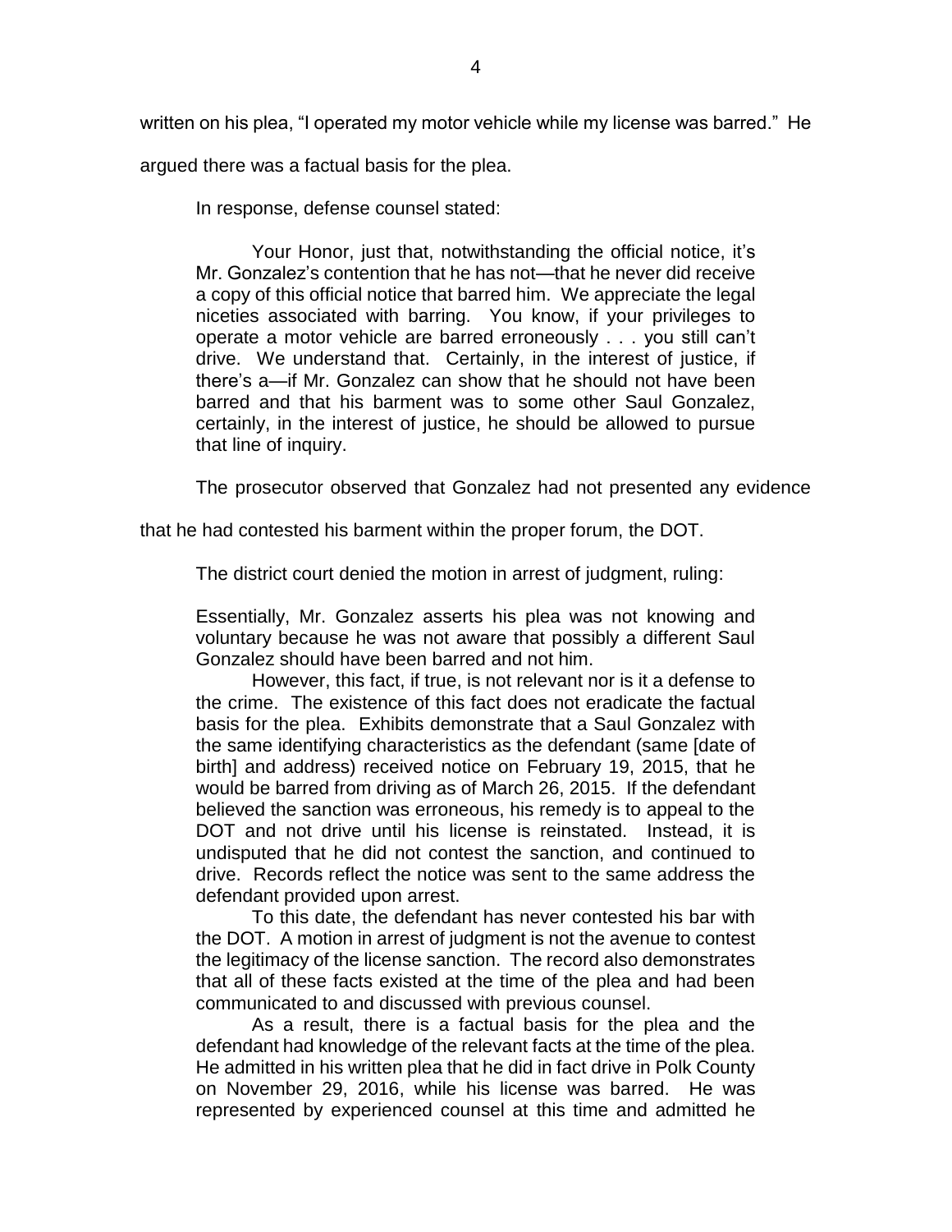written on his plea, "I operated my motor vehicle while my license was barred." He argued there was a factual basis for the plea.

In response, defense counsel stated:

> Your Honor, just that, notwithstanding the official notice, it's Mr. Gonzalez's contention that he has not—that he never did receive a copy of this official notice that barred him. We appreciate the legal niceties associated with barring. You know, if your privileges to operate a motor vehicle are barred erroneously . . . you still can't drive. We understand that. Certainly, in the interest of justice, if there's a—if Mr. Gonzalez can show that he should not have been barred and that his barment was to some other Saul Gonzalez, certainly, in the interest of justice, he should be allowed to pursue that line of inquiry.

The prosecutor observed that Gonzalez had not presented any evidence that he had contested his barment within the proper forum, the DOT.

The district court denied the motion in arrest of judgment, ruling:

> Essentially, Mr. Gonzalez asserts his plea was not knowing and voluntary because he was not aware that possibly a different Saul Gonzalez should have been barred and not him.
>
> However, this fact, if true, is not relevant nor is it a defense to the crime. The existence of this fact does not eradicate the factual basis for the plea. Exhibits demonstrate that a Saul Gonzalez with the same identifying characteristics as the defendant (same [date of birth] and address) received notice on February 19, 2015, that he would be barred from driving as of March 26, 2015. If the defendant believed the sanction was erroneous, his remedy is to appeal to the DOT and not drive until his license is reinstated. Instead, it is undisputed that he did not contest the sanction, and continued to drive. Records reflect the notice was sent to the same address the defendant provided upon arrest.
>
> To this date, the defendant has never contested his bar with the DOT. A motion in arrest of judgment is not the avenue to contest the legitimacy of the license sanction. The record also demonstrates that all of these facts existed at the time of the plea and had been communicated to and discussed with previous counsel.
>
> As a result, there is a factual basis for the plea and the defendant had knowledge of the relevant facts at the time of the plea. He admitted in his written plea that he did in fact drive in Polk County on November 29, 2016, while his license was barred. He was represented by experienced counsel at this time and admitted he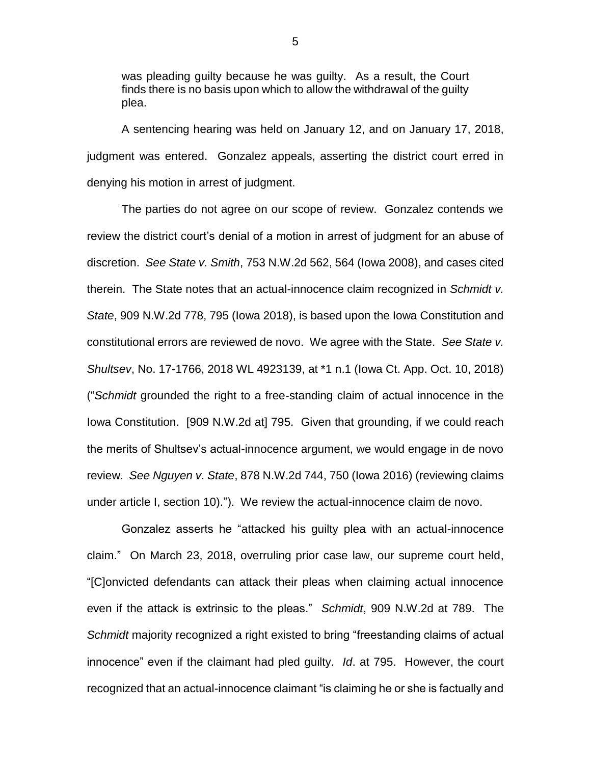> was pleading guilty because he was guilty. As a result, the Court finds there is no basis upon which to allow the withdrawal of the guilty plea.

A sentencing hearing was held on January 12, and on January 17, 2018, judgment was entered. Gonzalez appeals, asserting the district court erred in denying his motion in arrest of judgment.

The parties do not agree on our scope of review. Gonzalez contends we review the district court's denial of a motion in arrest of judgment for an abuse of discretion. *See State v. Smith*, 753 N.W.2d 562, 564 (Iowa 2008), and cases cited therein. The State notes that an actual-innocence claim recognized in *Schmidt v. State*, 909 N.W.2d 778, 795 (Iowa 2018), is based upon the Iowa Constitution and constitutional errors are reviewed de novo. We agree with the State. *See State v. Shultsev*, No. 17-1766, 2018 WL 4923139, at *1 n.1 (Iowa Ct. App. Oct. 10, 2018) ("*Schmidt* grounded the right to a free-standing claim of actual innocence in the Iowa Constitution. [909 N.W.2d at] 795. Given that grounding, if we could reach the merits of Shultsev's actual-innocence argument, we would engage in de novo review. *See Nguyen v. State*, 878 N.W.2d 744, 750 (Iowa 2016) (reviewing claims under article I, section 10)."). We review the actual-innocence claim de novo.

Gonzalez asserts he "attacked his guilty plea with an actual-innocence claim." On March 23, 2018, overruling prior case law, our supreme court held, "[C]onvicted defendants can attack their pleas when claiming actual innocence even if the attack is extrinsic to the pleas." *Schmidt*, 909 N.W.2d at 789. The *Schmidt* majority recognized a right existed to bring "freestanding claims of actual innocence" even if the claimant had pled guilty. *Id*. at 795. However, the court recognized that an actual-innocence claimant "is claiming he or she is factually and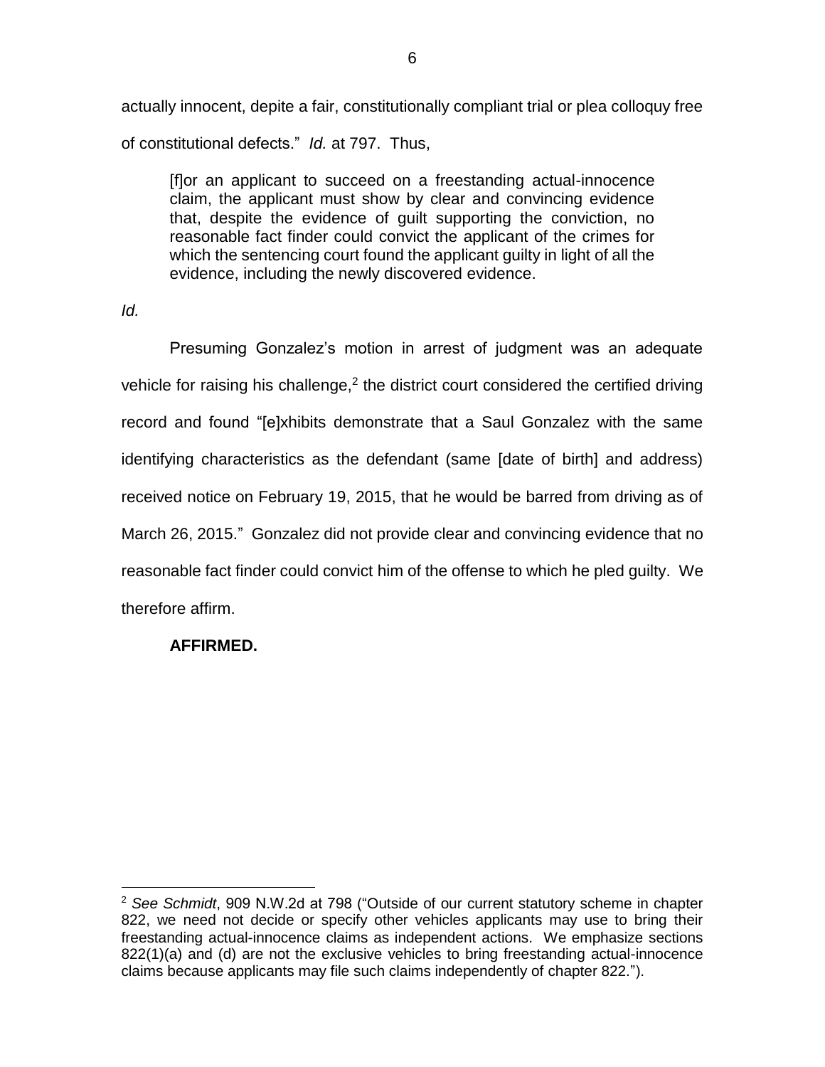actually innocent, depite a fair, constitutionally compliant trial or plea colloquy free of constitutional defects." *Id.* at 797. Thus,

> [f]or an applicant to succeed on a freestanding actual-innocence claim, the applicant must show by clear and convincing evidence that, despite the evidence of guilt supporting the conviction, no reasonable fact finder could convict the applicant of the crimes for which the sentencing court found the applicant guilty in light of all the evidence, including the newly discovered evidence.

*Id.*

Presuming Gonzalez's motion in arrest of judgment was an adequate vehicle for raising his challenge,[2] the district court considered the certified driving record and found "[e]xhibits demonstrate that a Saul Gonzalez with the same identifying characteristics as the defendant (same [date of birth] and address) received notice on February 19, 2015, that he would be barred from driving as of March 26, 2015." Gonzalez did not provide clear and convincing evidence that no reasonable fact finder could convict him of the offense to which he pled guilty. We therefore affirm.

**AFFIRMED.**

---

[2] *See Schmidt*, 909 N.W.2d at 798 ("Outside of our current statutory scheme in chapter 822, we need not decide or specify other vehicles applicants may use to bring their freestanding actual-innocence claims as independent actions. We emphasize sections 822(1)(a) and (d) are not the exclusive vehicles to bring freestanding actual-innocence claims because applicants may file such claims independently of chapter 822.").